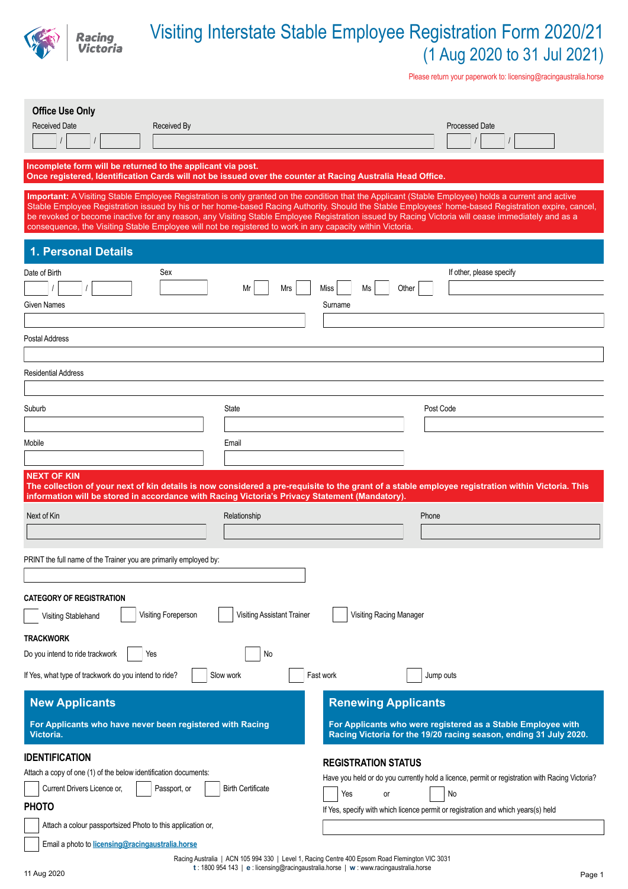# Visiting Interstate Stable Employee Registration Form 2020/21
## (1 Aug 2020 to 31 Jul 2021)

Please return your paperwork to: licensing@racingaustralia.horse

**Office Use Only**

Received Date ___ / ___ / ___  Received By ___________  Processed Date ___ / ___ / ___

**Incomplete form will be returned to the applicant via post.**
**Once registered, Identification Cards will not be issued over the counter at Racing Australia Head Office.**

**Important:** A Visiting Stable Employee Registration is only granted on the condition that the Applicant (Stable Employee) holds a current and active Stable Employee Registration issued by his or her home-based Racing Authority. Should the Stable Employees' home-based Registration expire, cancel, be revoked or become inactive for any reason, any Visiting Stable Employee Registration issued by Racing Victoria will cease immediately and as a consequence, the Visiting Stable Employee will not be registered to work in any capacity within Victoria.

## 1. Personal Details

Date of Birth ___ / ___ / ___

Sex ___  Mr ☐  Mrs ☐  Miss ☐  Ms ☐  Other ☐

If other, please specify ___________

Given Names ___________  Surname ___________

Postal Address ___________

Residential Address ___________

Suburb ___________  State ___________  Post Code ___________

Mobile ___________  Email ___________

**NEXT OF KIN**
**The collection of your next of kin details is now considered a pre-requisite to the grant of a stable employee registration within Victoria. This information will be stored in accordance with Racing Victoria's Privacy Statement (Mandatory).**

Next of Kin ___________  Relationship ___________  Phone ___________

PRINT the full name of the Trainer you are primarily employed by: ___________

**CATEGORY OF REGISTRATION**

☐ Visiting Stablehand  ☐ Visiting Foreperson  ☐ Visiting Assistant Trainer  ☐ Visiting Racing Manager

**TRACKWORK**

Do you intend to ride trackwork ☐ Yes ☐ No

If Yes, what type of trackwork do you intend to ride? ☐ Slow work ☐ Fast work ☐ Jump outs

## New Applicants

**For Applicants who have never been registered with Racing Victoria.**

**IDENTIFICATION**

Attach a copy of one (1) of the below identification documents:

☐ Current Drivers Licence or, ☐ Passport, or ☐ Birth Certificate

**PHOTO**

☐ Attach a colour passportsized Photo to this application or,

☐ Email a photo to licensing@racingaustralia.horse

## Renewing Applicants

**For Applicants who were registered as a Stable Employee with Racing Victoria for the 19/20 racing season, ending 31 July 2020.**

**REGISTRATION STATUS**

Have you held or do you currently hold a licence, permit or registration with Racing Victoria?

☐ Yes or ☐ No

If Yes, specify with which licence permit or registration and which years(s) held

___________

Racing Australia | ACN 105 994 330 | Level 1, Racing Centre 400 Epsom Road Flemington VIC 3031
t : 1800 954 143 | e : licensing@racingaustralia.horse | w : www.racingaustralia.horse

11 Aug 2020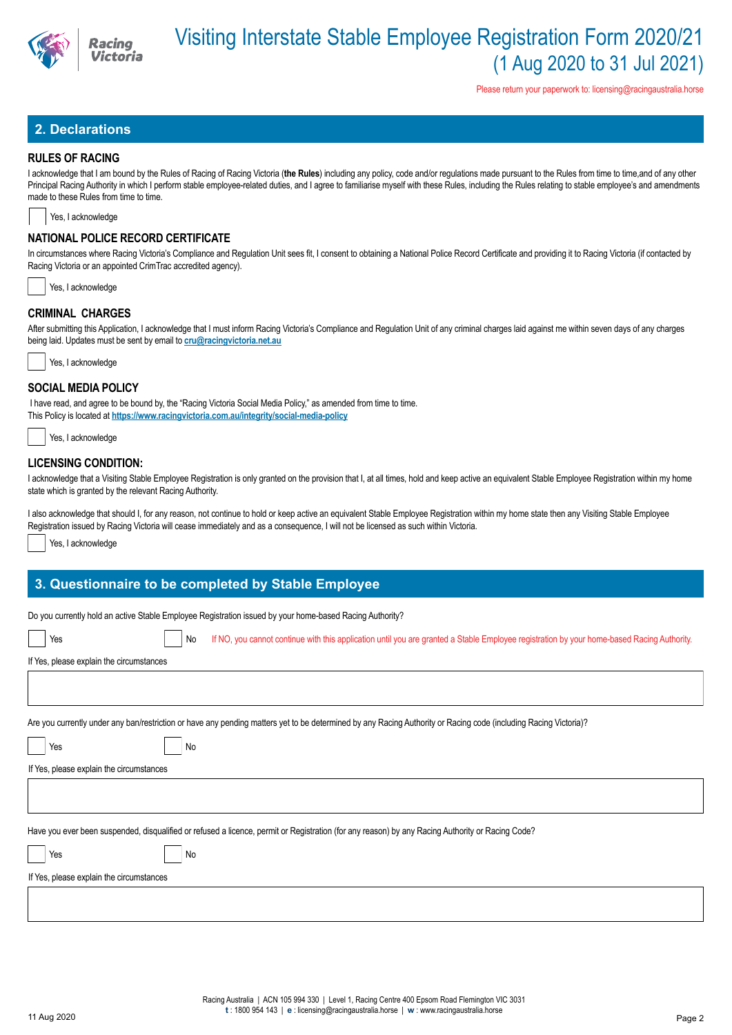# Visiting Interstate Stable Employee Registration Form 2020/21 (1 Aug 2020 to 31 Jul 2021)

Please return your paperwork to: licensing@racingaustralia.horse

## 2. Declarations

### RULES OF RACING

I acknowledge that I am bound by the Rules of Racing of Racing Victoria (**the Rules**) including any policy, code and/or regulations made pursuant to the Rules from time to time,and of any other Principal Racing Authority in which I perform stable employee-related duties, and I agree to familiarise myself with these Rules, including the Rules relating to stable employee's and amendments made to these Rules from time to time.

☐ Yes, I acknowledge

### NATIONAL POLICE RECORD CERTIFICATE

In circumstances where Racing Victoria's Compliance and Regulation Unit sees fit, I consent to obtaining a National Police Record Certificate and providing it to Racing Victoria (if contacted by Racing Victoria or an appointed CrimTrac accredited agency).

☐ Yes, I acknowledge

### CRIMINAL CHARGES

After submitting this Application, I acknowledge that I must inform Racing Victoria's Compliance and Regulation Unit of any criminal charges laid against me within seven days of any charges being laid. Updates must be sent by email to **cru@racingvictoria.net.au**

☐ Yes, I acknowledge

### SOCIAL MEDIA POLICY

I have read, and agree to be bound by, the "Racing Victoria Social Media Policy," as amended from time to time.
This Policy is located at **https://www.racingvictoria.com.au/integrity/social-media-policy**

☐ Yes, I acknowledge

### LICENSING CONDITION:

I acknowledge that a Visiting Stable Employee Registration is only granted on the provision that I, at all times, hold and keep active an equivalent Stable Employee Registration within my home state which is granted by the relevant Racing Authority.

I also acknowledge that should I, for any reason, not continue to hold or keep active an equivalent Stable Employee Registration within my home state then any Visiting Stable Employee Registration issued by Racing Victoria will cease immediately and as a consequence, I will not be licensed as such within Victoria.

☐ Yes, I acknowledge

## 3. Questionnaire to be completed by Stable Employee

Do you currently hold an active Stable Employee Registration issued by your home-based Racing Authority?

☐ Yes ☐ No If NO, you cannot continue with this application until you are granted a Stable Employee registration by your home-based Racing Authority.

If Yes, please explain the circumstances

&nbsp;

Are you currently under any ban/restriction or have any pending matters yet to be determined by any Racing Authority or Racing code (including Racing Victoria)?

☐ Yes ☐ No

If Yes, please explain the circumstances

&nbsp;

Have you ever been suspended, disqualified or refused a licence, permit or Registration (for any reason) by any Racing Authority or Racing Code?

☐ Yes ☐ No

If Yes, please explain the circumstances

&nbsp;

Racing Australia | ACN 105 994 330 | Level 1, Racing Centre 400 Epsom Road Flemington VIC 3031
**t** : 1800 954 143 | **e** : licensing@racingaustralia.horse | **w** : www.racingaustralia.horse

11 Aug 2020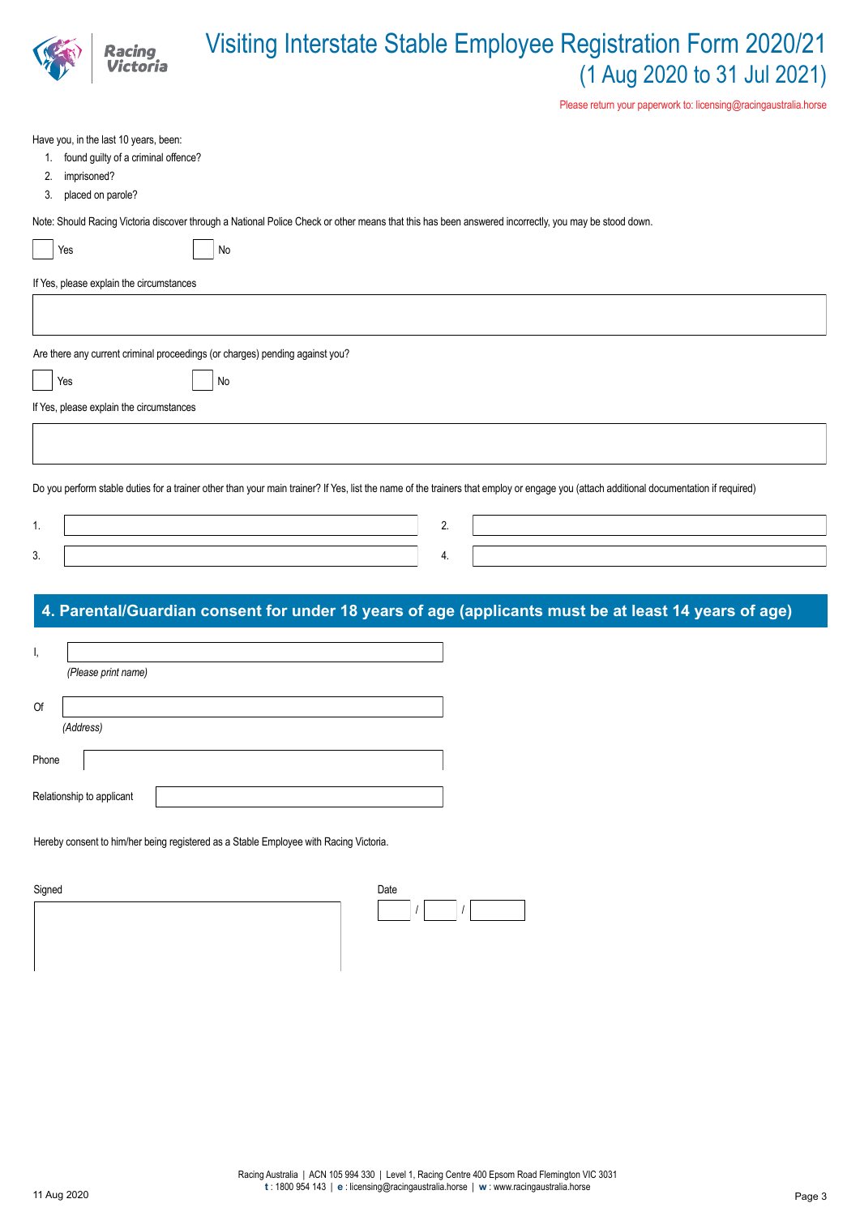Have you, in the last 10 years, been:

1. found guilty of a criminal offence?
2. imprisoned?
3. placed on parole?

Note: Should Racing Victoria discover through a National Police Check or other means that this has been answered incorrectly, you may be stood down.

☐ Yes ☐ No

If Yes, please explain the circumstances

Are there any current criminal proceedings (or charges) pending against you?

☐ Yes ☐ No

If Yes, please explain the circumstances

Do you perform stable duties for a trainer other than your main trainer? If Yes, list the name of the trainers that employ or engage you (attach additional documentation if required)

1. 
2. 
3. 
4. 

## 4. Parental/Guardian consent for under 18 years of age (applicants must be at least 14 years of age)

I, 
*(Please print name)*

Of 
*(Address)*

Phone

Relationship to applicant

Hereby consent to him/her being registered as a Stable Employee with Racing Victoria.

Signed

Date / /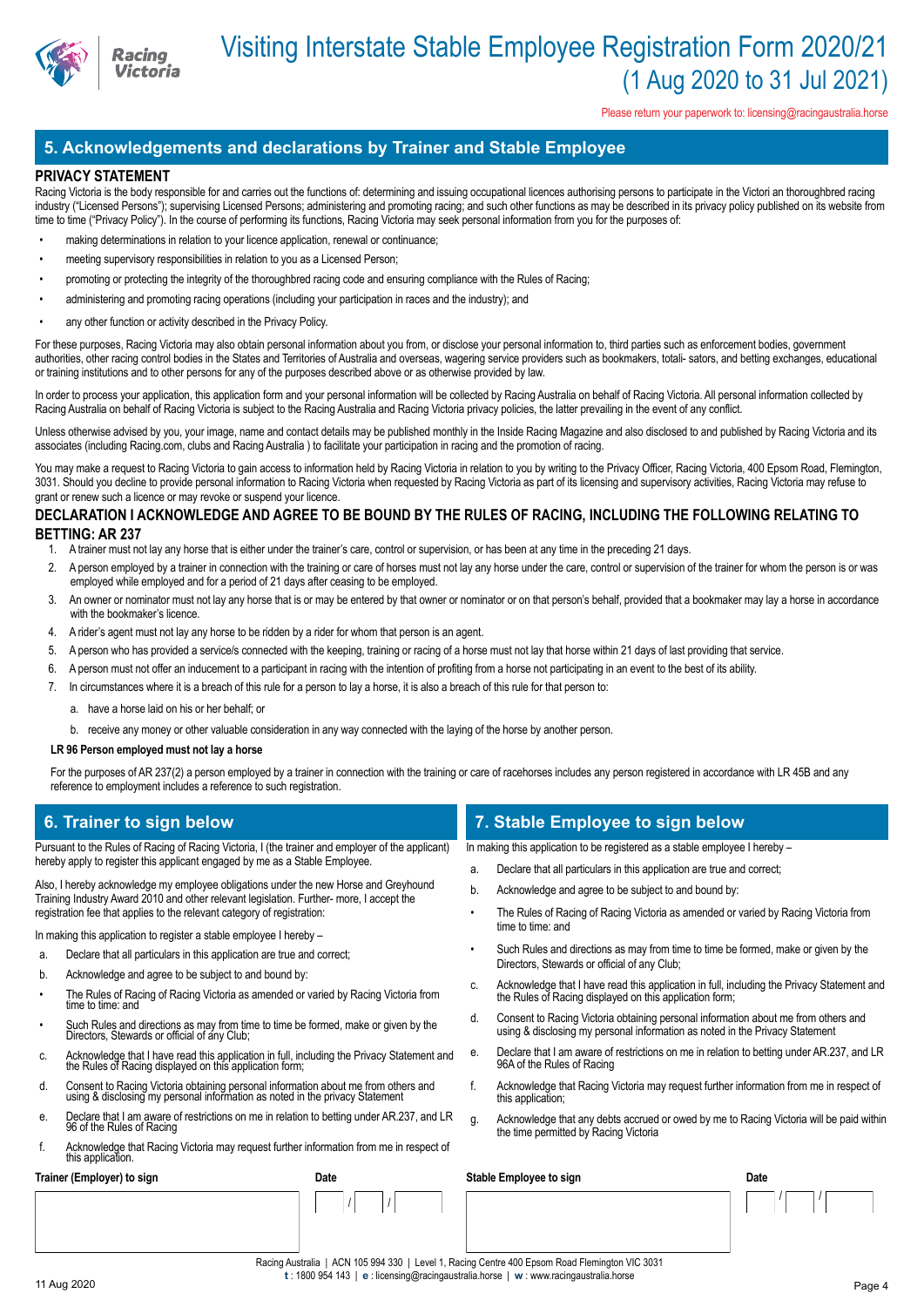# Visiting Interstate Stable Employee Registration Form 2020/21
## (1 Aug 2020 to 31 Jul 2021)

Please return your paperwork to: licensing@racingaustralia.horse

## 5. Acknowledgements and declarations by Trainer and Stable Employee

### PRIVACY STATEMENT

Racing Victoria is the body responsible for and carries out the functions of: determining and issuing occupational licences authorising persons to participate in the Victori an thoroughbred racing industry ("Licensed Persons"); supervising Licensed Persons; administering and promoting racing; and such other functions as may be described in its privacy policy published on its website from time to time ("Privacy Policy"). In the course of performing its functions, Racing Victoria may seek personal information from you for the purposes of:

- making determinations in relation to your licence application, renewal or continuance;
- meeting supervisory responsibilities in relation to you as a Licensed Person;
- promoting or protecting the integrity of the thoroughbred racing code and ensuring compliance with the Rules of Racing;
- administering and promoting racing operations (including your participation in races and the industry); and
- any other function or activity described in the Privacy Policy.

For these purposes, Racing Victoria may also obtain personal information about you from, or disclose your personal information to, third parties such as enforcement bodies, government authorities, other racing control bodies in the States and Territories of Australia and overseas, wagering service providers such as bookmakers, totali- sators, and betting exchanges, educational or training institutions and to other persons for any of the purposes described above or as otherwise provided by law.

In order to process your application, this application form and your personal information will be collected by Racing Australia on behalf of Racing Victoria. All personal information collected by Racing Australia on behalf of Racing Victoria is subject to the Racing Australia and Racing Victoria privacy policies, the latter prevailing in the event of any conflict.

Unless otherwise advised by you, your image, name and contact details may be published monthly in the Inside Racing Magazine and also disclosed to and published by Racing Victoria and its associates (including Racing.com, clubs and Racing Australia ) to facilitate your participation in racing and the promotion of racing.

You may make a request to Racing Victoria to gain access to information held by Racing Victoria in relation to you by writing to the Privacy Officer, Racing Victoria, 400 Epsom Road, Flemington, 3031. Should you decline to provide personal information to Racing Victoria when requested by Racing Victoria as part of its licensing and supervisory activities, Racing Victoria may refuse to grant or renew such a licence or may revoke or suspend your licence.

### DECLARATION I ACKNOWLEDGE AND AGREE TO BE BOUND BY THE RULES OF RACING, INCLUDING THE FOLLOWING RELATING TO BETTING: AR 237

1. A trainer must not lay any horse that is either under the trainer's care, control or supervision, or has been at any time in the preceding 21 days.
2. A person employed by a trainer in connection with the training or care of horses must not lay any horse under the care, control or supervision of the trainer for whom the person is or was employed while employed and for a period of 21 days after ceasing to be employed.
3. An owner or nominator must not lay any horse that is or may be entered by that owner or nominator or on that person's behalf, provided that a bookmaker may lay a horse in accordance with the bookmaker's licence.
4. A rider's agent must not lay any horse to be ridden by a rider for whom that person is an agent.
5. A person who has provided a service/s connected with the keeping, training or racing of a horse must not lay that horse within 21 days of last providing that service.
6. A person must not offer an inducement to a participant in racing with the intention of profiting from a horse not participating in an event to the best of its ability.
7. In circumstances where it is a breach of this rule for a person to lay a horse, it is also a breach of this rule for that person to:
   a. have a horse laid on his or her behalf; or
   b. receive any money or other valuable consideration in any way connected with the laying of the horse by another person.

**LR 96 Person employed must not lay a horse**

For the purposes of AR 237(2) a person employed by a trainer in connection with the training or care of racehorses includes any person registered in accordance with LR 45B and any reference to employment includes a reference to such registration.

## 6. Trainer to sign below

Pursuant to the Rules of Racing of Racing Victoria, I (the trainer and employer of the applicant) hereby apply to register this applicant engaged by me as a Stable Employee.

Also, I hereby acknowledge my employee obligations under the new Horse and Greyhound Training Industry Award 2010 and other relevant legislation. Further- more, I accept the registration fee that applies to the relevant category of registration:

In making this application to register a stable employee I hereby –

a. Declare that all particulars in this application are true and correct;
b. Acknowledge and agree to be subject to and bound by:
   - The Rules of Racing of Racing Victoria as amended or varied by Racing Victoria from time to time: and
   - Such Rules and directions as may from time to time be formed, make or given by the Directors, Stewards or official of any Club;
c. Acknowledge that I have read this application in full, including the Privacy Statement and the Rules of Racing displayed on this application form;
d. Consent to Racing Victoria obtaining personal information about me from others and using & disclosing my personal information as noted in the privacy Statement
e. Declare that I am aware of restrictions on me in relation to betting under AR.237, and LR 96 of the Rules of Racing
f. Acknowledge that Racing Victoria may request further information from me in respect of this application.

**Trainer (Employer) to sign** | **Date** ____ / ____ / ____

## 7. Stable Employee to sign below

In making this application to be registered as a stable employee I hereby –

a. Declare that all particulars in this application are true and correct;
b. Acknowledge and agree to be subject to and bound by:
   - The Rules of Racing of Racing Victoria as amended or varied by Racing Victoria from time to time: and
   - Such Rules and directions as may from time to time be formed, make or given by the Directors, Stewards or official of any Club;
c. Acknowledge that I have read this application in full, including the Privacy Statement and the Rules of Racing displayed on this application form;
d. Consent to Racing Victoria obtaining personal information about me from others and using & disclosing my personal information as noted in the Privacy Statement
e. Declare that I am aware of restrictions on me in relation to betting under AR.237, and LR 96A of the Rules of Racing
f. Acknowledge that Racing Victoria may request further information from me in respect of this application;
g. Acknowledge that any debts accrued or owed by me to Racing Victoria will be paid within the time permitted by Racing Victoria

**Stable Employee to sign** | **Date** ____ / ____ / ____

Racing Australia | ACN 105 994 330 | Level 1, Racing Centre 400 Epsom Road Flemington VIC 3031
**t** : 1800 954 143 | **e** : licensing@racingaustralia.horse | **w** : www.racingaustralia.horse

11 Aug 2020